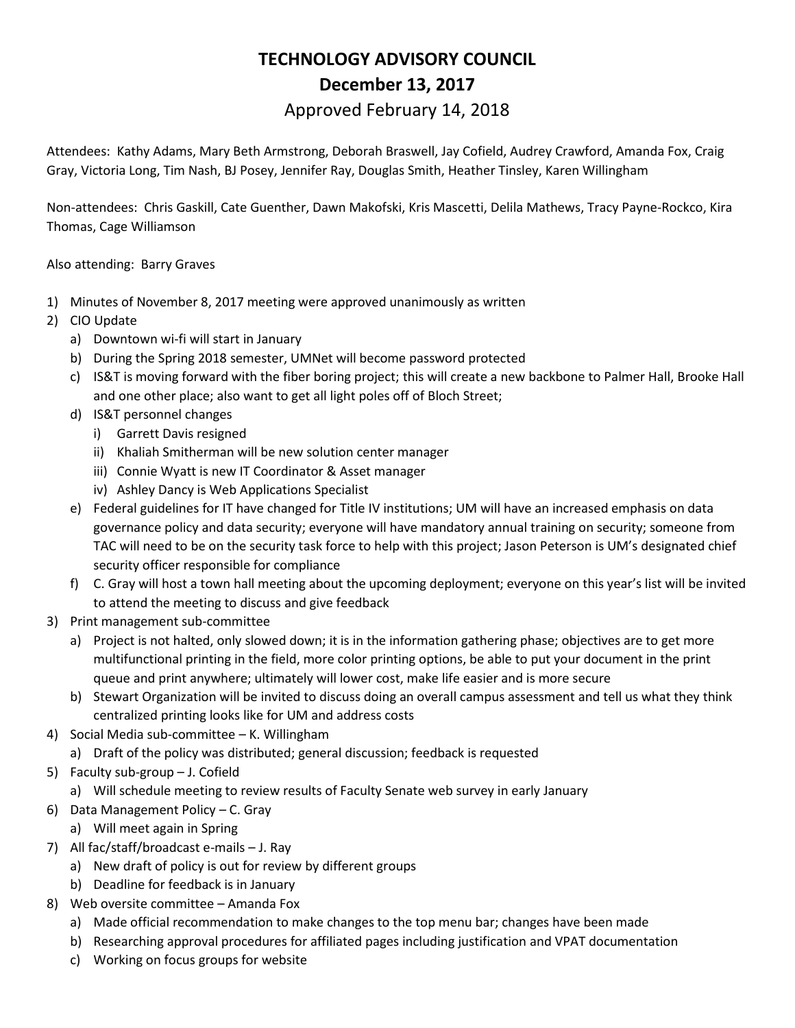# TECHNOLOGY ADVISORY COUNCIL

## December 13, 2017

Approved February 14, 2018

Attendees: Kathy Adams, Mary Beth Armstrong, Deborah Braswell, Jay Cofield, Audrey Crawford, Amanda Fox, Craig Gray, Victoria Long, Tim Nash, BJ Posey, Jennifer Ray, Douglas Smith, Heather Tinsley, Karen Willingham

Non-attendees: Chris Gaskill, Cate Guenther, Dawn Makofski, Kris Mascetti, Delila Mathews, Tracy Payne-Rockco, Kira Thomas, Cage Williamson

Also attending: Barry Graves

1) Minutes of November 8, 2017 meeting were approved unanimously as written
2) CIO Update
   a) Downtown wi-fi will start in January
   b) During the Spring 2018 semester, UMNet will become password protected
   c) IS&T is moving forward with the fiber boring project; this will create a new backbone to Palmer Hall, Brooke Hall and one other place; also want to get all light poles off of Bloch Street;
   d) IS&T personnel changes
      i) Garrett Davis resigned
      ii) Khaliah Smitherman will be new solution center manager
      iii) Connie Wyatt is new IT Coordinator & Asset manager
      iv) Ashley Dancy is Web Applications Specialist
   e) Federal guidelines for IT have changed for Title IV institutions; UM will have an increased emphasis on data governance policy and data security; everyone will have mandatory annual training on security; someone from TAC will need to be on the security task force to help with this project; Jason Peterson is UM's designated chief security officer responsible for compliance
   f) C. Gray will host a town hall meeting about the upcoming deployment; everyone on this year's list will be invited to attend the meeting to discuss and give feedback
3) Print management sub-committee
   a) Project is not halted, only slowed down; it is in the information gathering phase; objectives are to get more multifunctional printing in the field, more color printing options, be able to put your document in the print queue and print anywhere; ultimately will lower cost, make life easier and is more secure
   b) Stewart Organization will be invited to discuss doing an overall campus assessment and tell us what they think centralized printing looks like for UM and address costs
4) Social Media sub-committee – K. Willingham
   a) Draft of the policy was distributed; general discussion; feedback is requested
5) Faculty sub-group – J. Cofield
   a) Will schedule meeting to review results of Faculty Senate web survey in early January
6) Data Management Policy – C. Gray
   a) Will meet again in Spring
7) All fac/staff/broadcast e-mails – J. Ray
   a) New draft of policy is out for review by different groups
   b) Deadline for feedback is in January
8) Web oversite committee – Amanda Fox
   a) Made official recommendation to make changes to the top menu bar; changes have been made
   b) Researching approval procedures for affiliated pages including justification and VPAT documentation
   c) Working on focus groups for website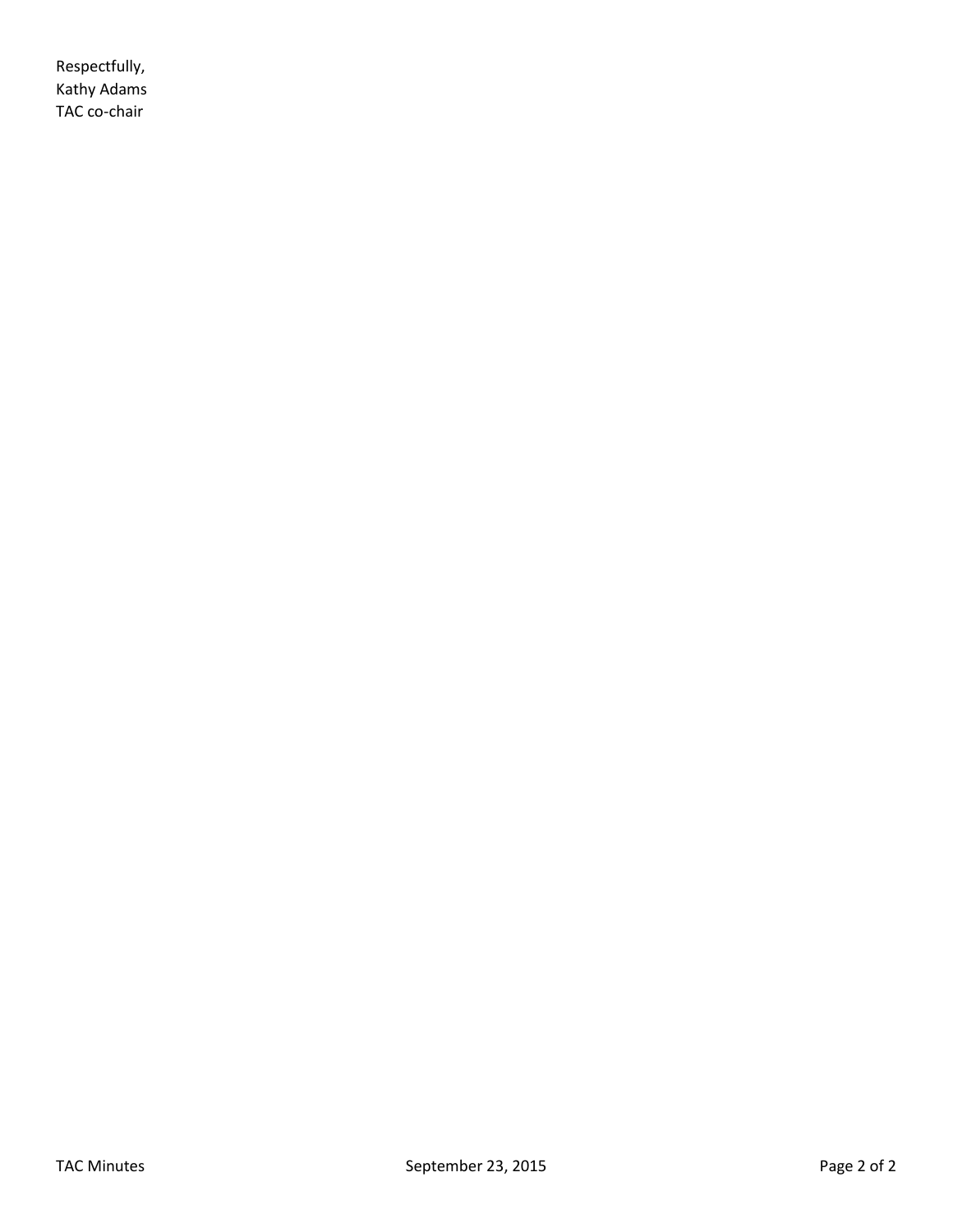Respectfully,
Kathy Adams
TAC co-chair